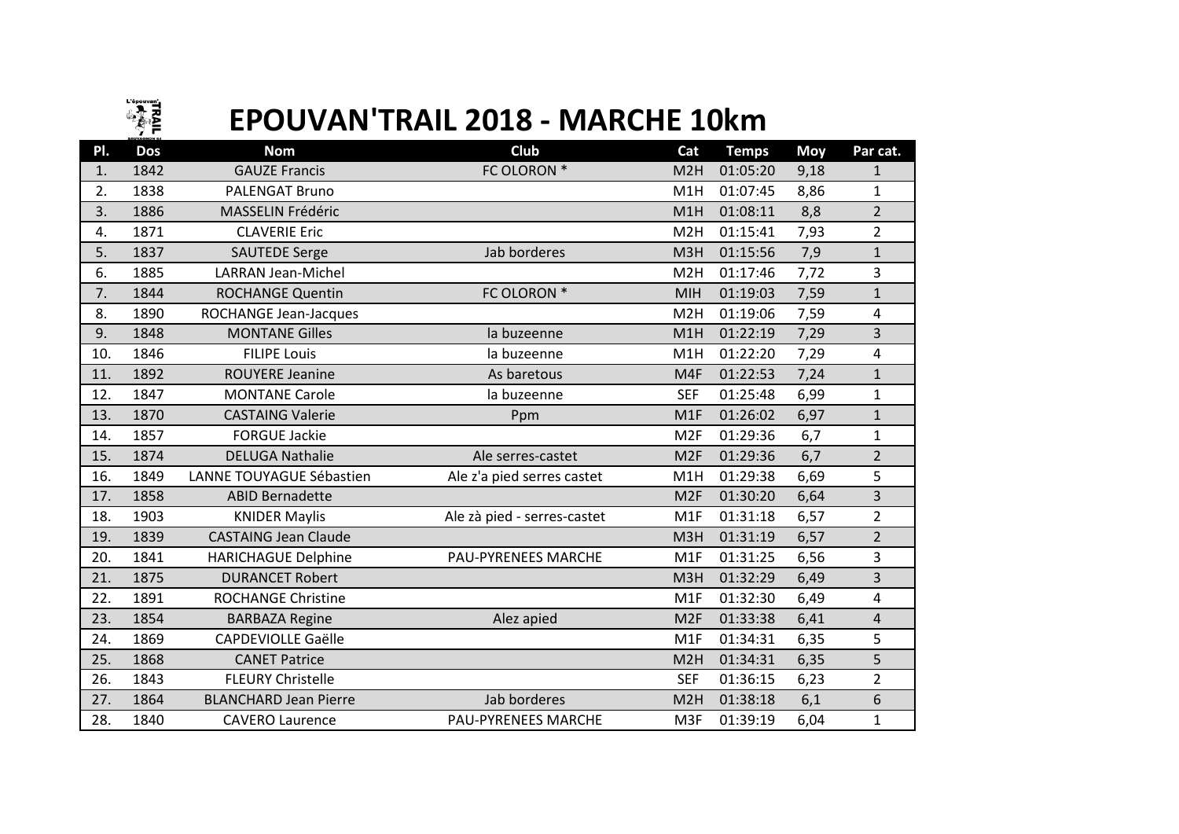# EPOUVAN'TRAIL 2018 - MARCHE 10km

| Pl. | Dos | Nom | Club | Cat | Temps | Moy | Par cat. |
|---|---|---|---|---|---|---|---|
| 1. | 1842 | GAUZE Francis | FC OLORON * | M2H | 01:05:20 | 9,18 | 1 |
| 2. | 1838 | PALENGAT Bruno | | M1H | 01:07:45 | 8,86 | 1 |
| 3. | 1886 | MASSELIN Frédéric | | M1H | 01:08:11 | 8,8 | 2 |
| 4. | 1871 | CLAVERIE Eric | | M2H | 01:15:41 | 7,93 | 2 |
| 5. | 1837 | SAUTEDE Serge | Jab borderes | M3H | 01:15:56 | 7,9 | 1 |
| 6. | 1885 | LARRAN Jean-Michel | | M2H | 01:17:46 | 7,72 | 3 |
| 7. | 1844 | ROCHANGE Quentin | FC OLORON * | MIH | 01:19:03 | 7,59 | 1 |
| 8. | 1890 | ROCHANGE Jean-Jacques | | M2H | 01:19:06 | 7,59 | 4 |
| 9. | 1848 | MONTANE Gilles | la buzeenne | M1H | 01:22:19 | 7,29 | 3 |
| 10. | 1846 | FILIPE Louis | la buzeenne | M1H | 01:22:20 | 7,29 | 4 |
| 11. | 1892 | ROUYERE Jeanine | As baretous | M4F | 01:22:53 | 7,24 | 1 |
| 12. | 1847 | MONTANE Carole | la buzeenne | SEF | 01:25:48 | 6,99 | 1 |
| 13. | 1870 | CASTAING Valerie | Ppm | M1F | 01:26:02 | 6,97 | 1 |
| 14. | 1857 | FORGUE Jackie | | M2F | 01:29:36 | 6,7 | 1 |
| 15. | 1874 | DELUGA Nathalie | Ale serres-castet | M2F | 01:29:36 | 6,7 | 2 |
| 16. | 1849 | LANNE TOUYAGUE Sébastien | Ale z'a pied serres castet | M1H | 01:29:38 | 6,69 | 5 |
| 17. | 1858 | ABID Bernadette | | M2F | 01:30:20 | 6,64 | 3 |
| 18. | 1903 | KNIDER Maylis | Ale zà pied - serres-castet | M1F | 01:31:18 | 6,57 | 2 |
| 19. | 1839 | CASTAING Jean Claude | | M3H | 01:31:19 | 6,57 | 2 |
| 20. | 1841 | HARICHAGUE Delphine | PAU-PYRENEES MARCHE | M1F | 01:31:25 | 6,56 | 3 |
| 21. | 1875 | DURANCET Robert | | M3H | 01:32:29 | 6,49 | 3 |
| 22. | 1891 | ROCHANGE Christine | | M1F | 01:32:30 | 6,49 | 4 |
| 23. | 1854 | BARBAZA Regine | Alez apied | M2F | 01:33:38 | 6,41 | 4 |
| 24. | 1869 | CAPDEVIOLLE Gaëlle | | M1F | 01:34:31 | 6,35 | 5 |
| 25. | 1868 | CANET Patrice | | M2H | 01:34:31 | 6,35 | 5 |
| 26. | 1843 | FLEURY Christelle | | SEF | 01:36:15 | 6,23 | 2 |
| 27. | 1864 | BLANCHARD Jean Pierre | Jab borderes | M2H | 01:38:18 | 6,1 | 6 |
| 28. | 1840 | CAVERO Laurence | PAU-PYRENEES MARCHE | M3F | 01:39:19 | 6,04 | 1 |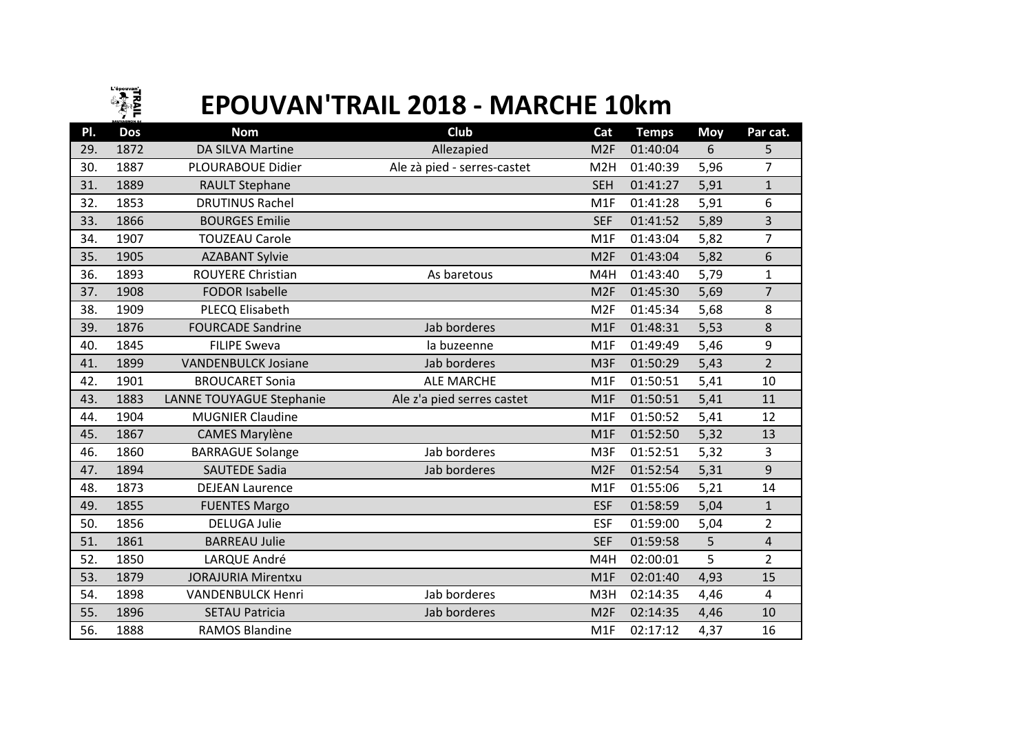# EPOUVAN'TRAIL 2018 - MARCHE 10km

| Pl. | Dos | Nom | Club | Cat | Temps | Moy | Par cat. |
|---|---|---|---|---|---|---|---|
| 29. | 1872 | DA SILVA Martine | Allezapied | M2F | 01:40:04 | 6 | 5 |
| 30. | 1887 | PLOURABOUE Didier | Ale zà pied - serres-castet | M2H | 01:40:39 | 5,96 | 7 |
| 31. | 1889 | RAULT Stephane | | SEH | 01:41:27 | 5,91 | 1 |
| 32. | 1853 | DRUTINUS Rachel | | M1F | 01:41:28 | 5,91 | 6 |
| 33. | 1866 | BOURGES Emilie | | SEF | 01:41:52 | 5,89 | 3 |
| 34. | 1907 | TOUZEAU Carole | | M1F | 01:43:04 | 5,82 | 7 |
| 35. | 1905 | AZABANT Sylvie | | M2F | 01:43:04 | 5,82 | 6 |
| 36. | 1893 | ROUYERE Christian | As baretous | M4H | 01:43:40 | 5,79 | 1 |
| 37. | 1908 | FODOR Isabelle | | M2F | 01:45:30 | 5,69 | 7 |
| 38. | 1909 | PLECQ Elisabeth | | M2F | 01:45:34 | 5,68 | 8 |
| 39. | 1876 | FOURCADE Sandrine | Jab borderes | M1F | 01:48:31 | 5,53 | 8 |
| 40. | 1845 | FILIPE Sweva | la buzeenne | M1F | 01:49:49 | 5,46 | 9 |
| 41. | 1899 | VANDENBULCK Josiane | Jab borderes | M3F | 01:50:29 | 5,43 | 2 |
| 42. | 1901 | BROUCARET Sonia | ALE MARCHE | M1F | 01:50:51 | 5,41 | 10 |
| 43. | 1883 | LANNE TOUYAGUE Stephanie | Ale z'a pied serres castet | M1F | 01:50:51 | 5,41 | 11 |
| 44. | 1904 | MUGNIER Claudine | | M1F | 01:50:52 | 5,41 | 12 |
| 45. | 1867 | CAMES Marylène | | M1F | 01:52:50 | 5,32 | 13 |
| 46. | 1860 | BARRAGUE Solange | Jab borderes | M3F | 01:52:51 | 5,32 | 3 |
| 47. | 1894 | SAUTEDE Sadia | Jab borderes | M2F | 01:52:54 | 5,31 | 9 |
| 48. | 1873 | DEJEAN Laurence | | M1F | 01:55:06 | 5,21 | 14 |
| 49. | 1855 | FUENTES Margo | | ESF | 01:58:59 | 5,04 | 1 |
| 50. | 1856 | DELUGA Julie | | ESF | 01:59:00 | 5,04 | 2 |
| 51. | 1861 | BARREAU Julie | | SEF | 01:59:58 | 5 | 4 |
| 52. | 1850 | LARQUE André | | M4H | 02:00:01 | 5 | 2 |
| 53. | 1879 | JORAJURIA Mirentxu | | M1F | 02:01:40 | 4,93 | 15 |
| 54. | 1898 | VANDENBULCK Henri | Jab borderes | M3H | 02:14:35 | 4,46 | 4 |
| 55. | 1896 | SETAU Patricia | Jab borderes | M2F | 02:14:35 | 4,46 | 10 |
| 56. | 1888 | RAMOS Blandine | | M1F | 02:17:12 | 4,37 | 16 |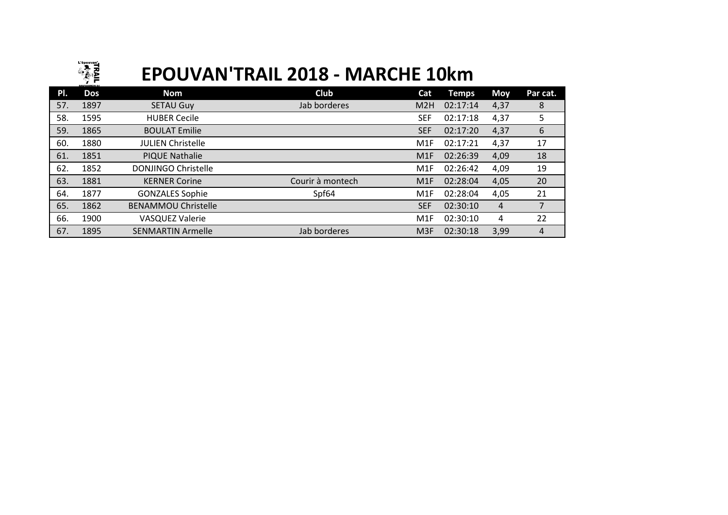# EPOUVAN'TRAIL 2018 - MARCHE 10km

| Pl. | Dos | Nom | Club | Cat | Temps | Moy | Par cat. |
|---|---|---|---|---|---|---|---|
| 57. | 1897 | SETAU Guy | Jab borderes | M2H | 02:17:14 | 4,37 | 8 |
| 58. | 1595 | HUBER Cecile | | SEF | 02:17:18 | 4,37 | 5 |
| 59. | 1865 | BOULAT Emilie | | SEF | 02:17:20 | 4,37 | 6 |
| 60. | 1880 | JULIEN Christelle | | M1F | 02:17:21 | 4,37 | 17 |
| 61. | 1851 | PIQUE Nathalie | | M1F | 02:26:39 | 4,09 | 18 |
| 62. | 1852 | DONJINGO Christelle | | M1F | 02:26:42 | 4,09 | 19 |
| 63. | 1881 | KERNER Corine | Courir à montech | M1F | 02:28:04 | 4,05 | 20 |
| 64. | 1877 | GONZALES Sophie | Spf64 | M1F | 02:28:04 | 4,05 | 21 |
| 65. | 1862 | BENAMMOU Christelle | | SEF | 02:30:10 | 4 | 7 |
| 66. | 1900 | VASQUEZ Valerie | | M1F | 02:30:10 | 4 | 22 |
| 67. | 1895 | SENMARTIN Armelle | Jab borderes | M3F | 02:30:18 | 3,99 | 4 |